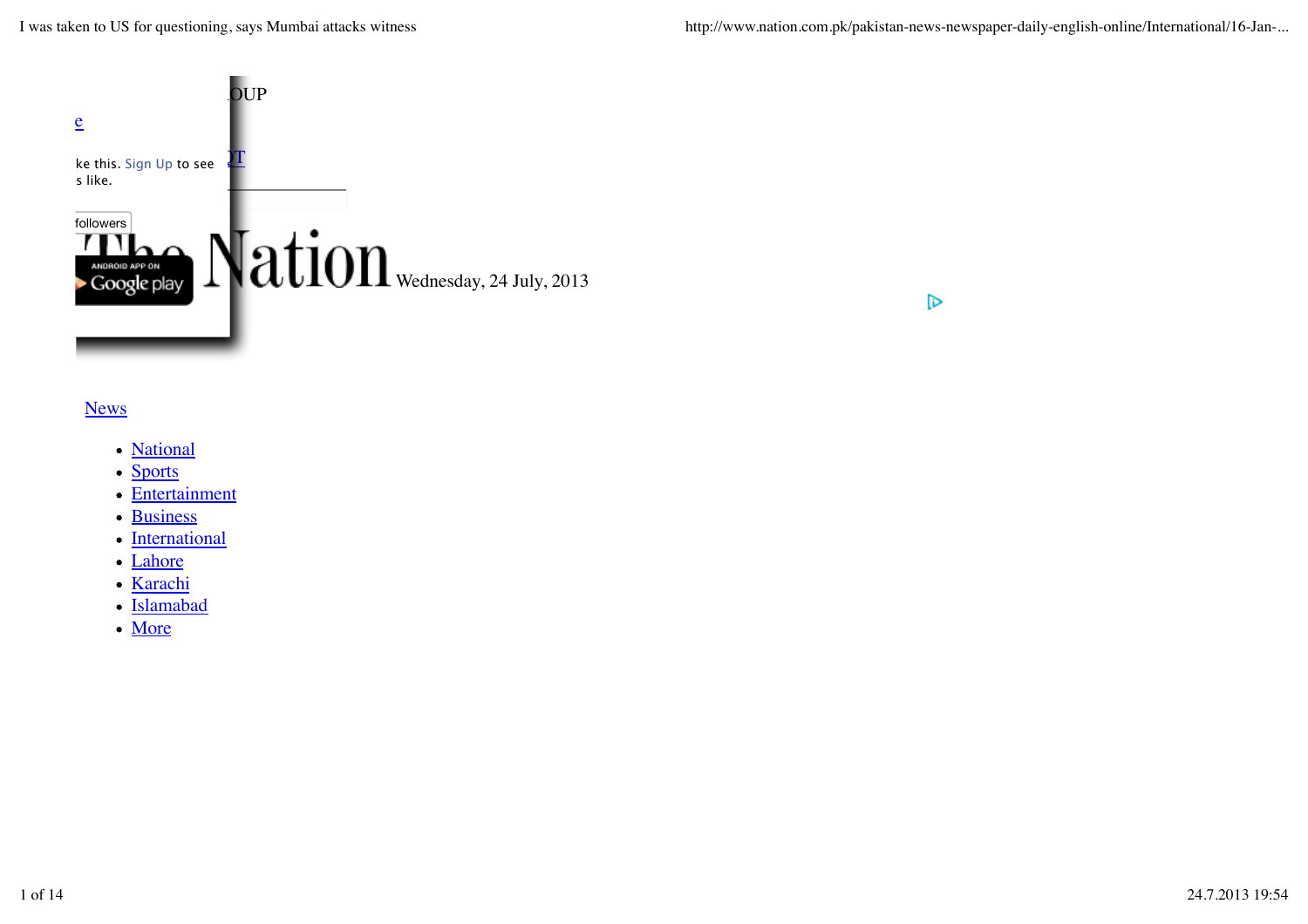OUP

e

ke this. Sign Up to see s like.

followers

ANDROID APP ON Google play

The Nation Wednesday, 24 July, 2013

News

- National
- Sports
- Entertainment
- Business
- International
- Lahore
- Karachi
- Islamabad
- More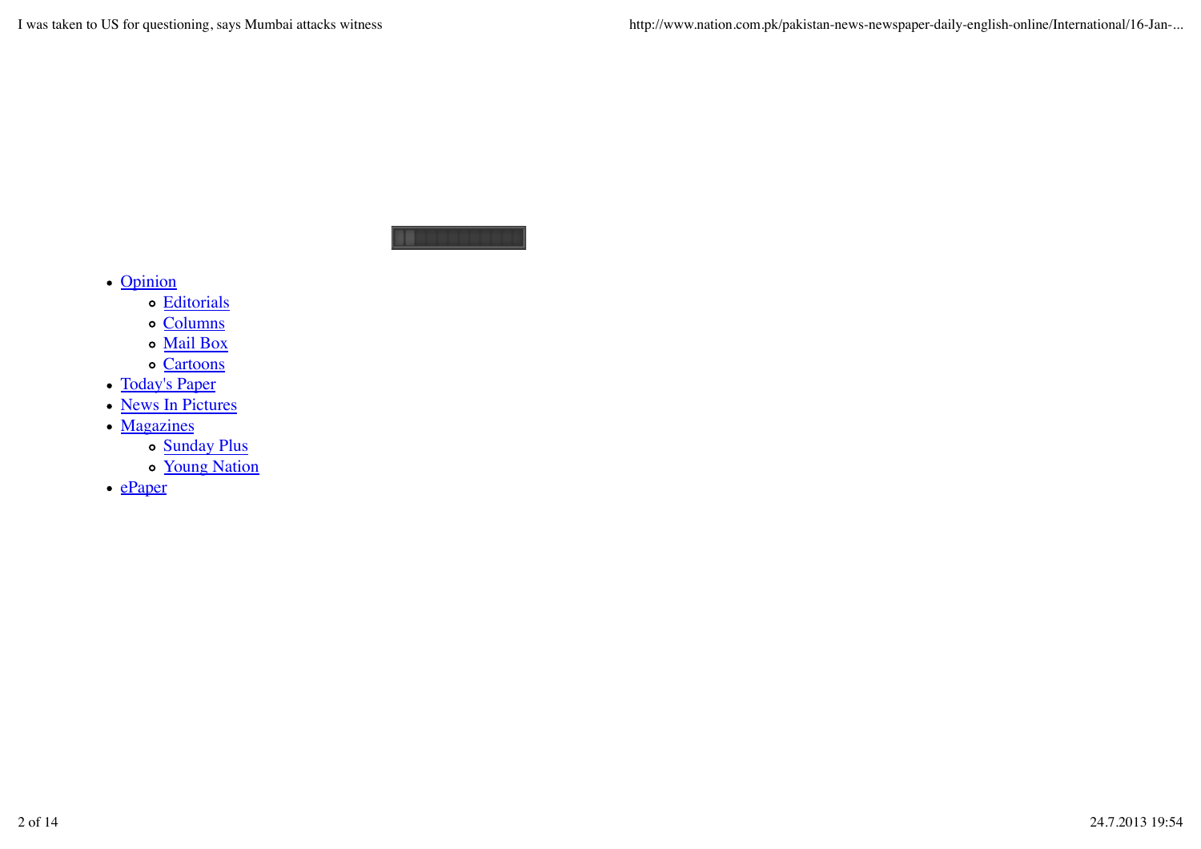- Opinion
  - Editorials
  - Columns
  - Mail Box
  - Cartoons
- Today's Paper
- News In Pictures
- Magazines
  - Sunday Plus
  - Young Nation
- ePaper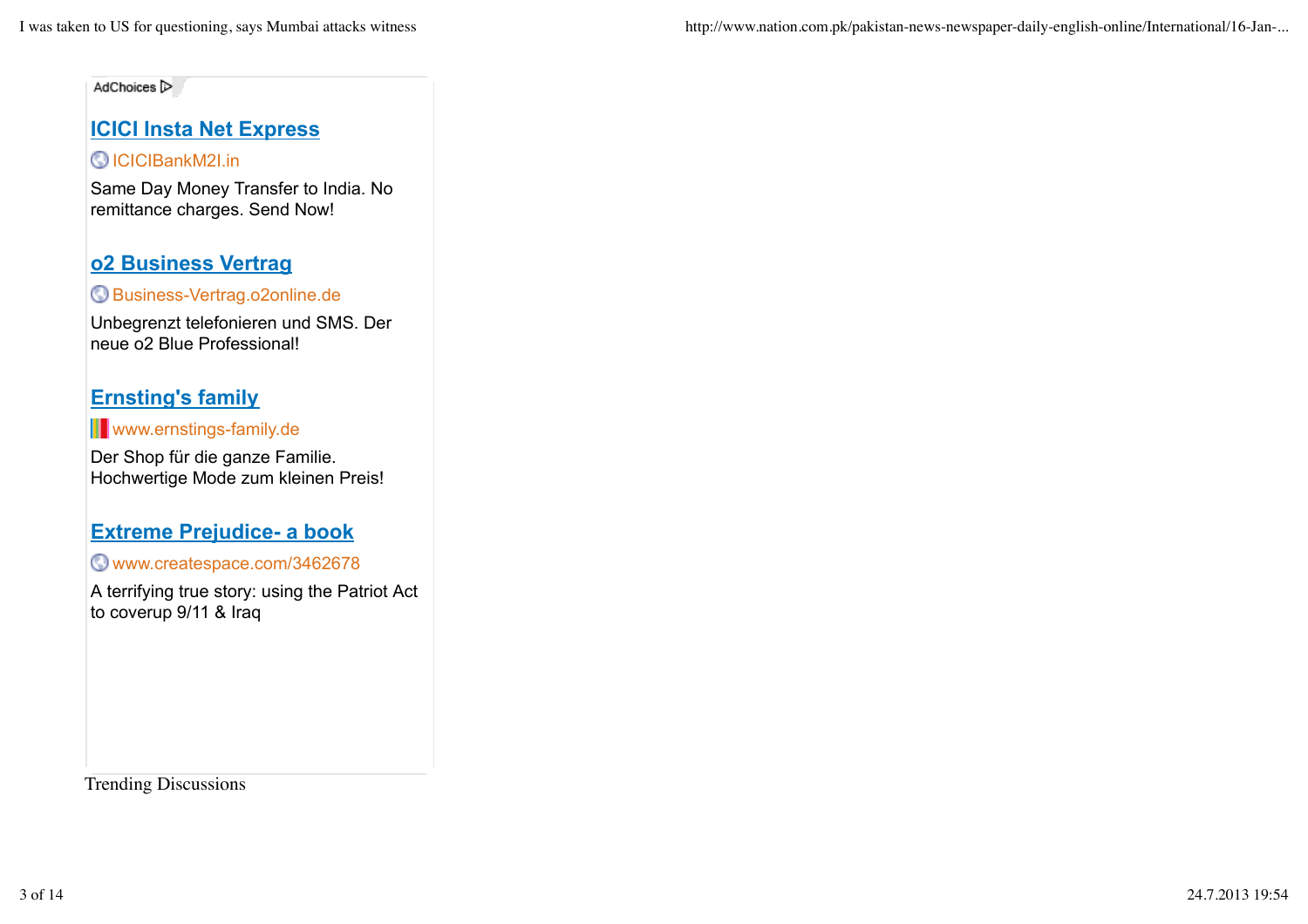AdChoices

**[ICICI Insta Net Express](#)**

ICICIBankM2I.in

Same Day Money Transfer to India. No remittance charges. Send Now!

**[o2 Business Vertrag](#)**

Business-Vertrag.o2online.de

Unbegrenzt telefonieren und SMS. Der neue o2 Blue Professional!

**[Ernsting's family](#)**

www.ernstings-family.de

Der Shop für die ganze Familie. Hochwertige Mode zum kleinen Preis!

**[Extreme Prejudice- a book](#)**

www.createspace.com/3462678

A terrifying true story: using the Patriot Act to coverup 9/11 & Iraq

Trending Discussions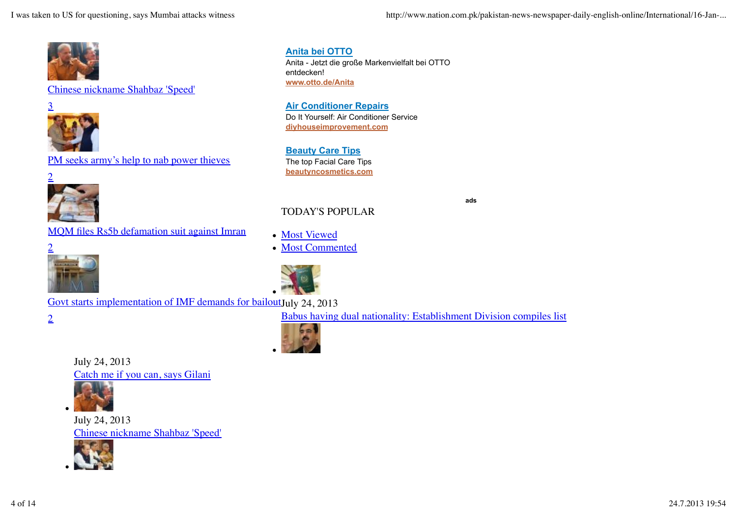Chinese nickname Shahbaz 'Speed'

3

PM seeks army's help to nab power thieves

2

MQM files Rs5b defamation suit against Imran

2

Govt starts implementation of IMF demands for bailout

2

**Anita bei OTTO**
Anita - Jetzt die große Markenvielfalt bei OTTO entdecken!
www.otto.de/Anita

**Air Conditioner Repairs**
Do It Yourself: Air Conditioner Service
diyhouseimprovement.com

**Beauty Care Tips**
The top Facial Care Tips
beautyncosmetics.com

ads

TODAY'S POPULAR

- Most Viewed
- Most Commented

- July 24, 2013
  Babus having dual nationality: Establishment Division compiles list
- July 24, 2013
  Catch me if you can, says Gilani
- July 24, 2013
  Chinese nickname Shahbaz 'Speed'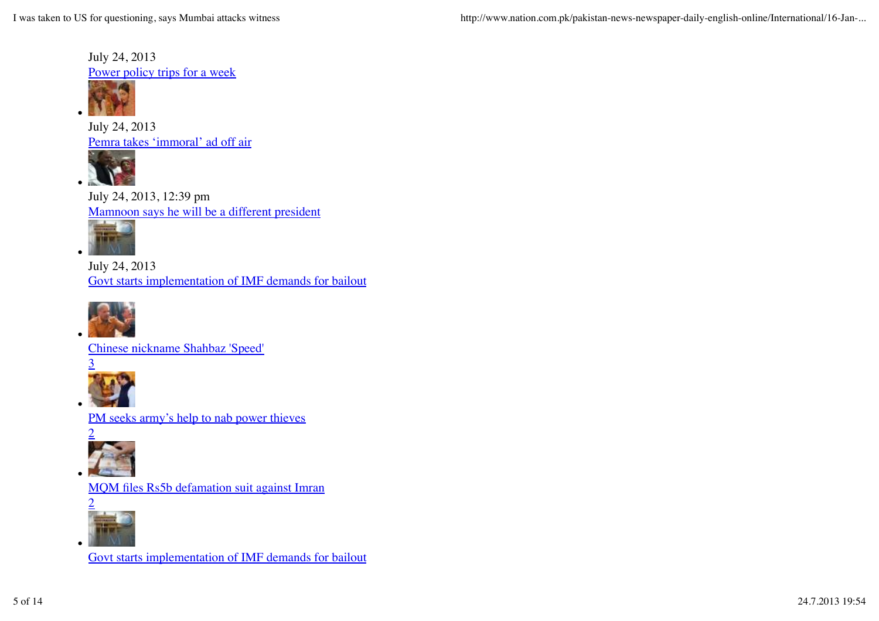July 24, 2013
Power policy trips for a week

- July 24, 2013
Pemra takes ‘immoral’ ad off air

- July 24, 2013, 12:39 pm
Mamnoon says he will be a different president

- July 24, 2013
Govt starts implementation of IMF demands for bailout

- Chinese nickname Shahbaz 'Speed'
3

- PM seeks army’s help to nab power thieves
2

- MQM files Rs5b defamation suit against Imran
2

- Govt starts implementation of IMF demands for bailout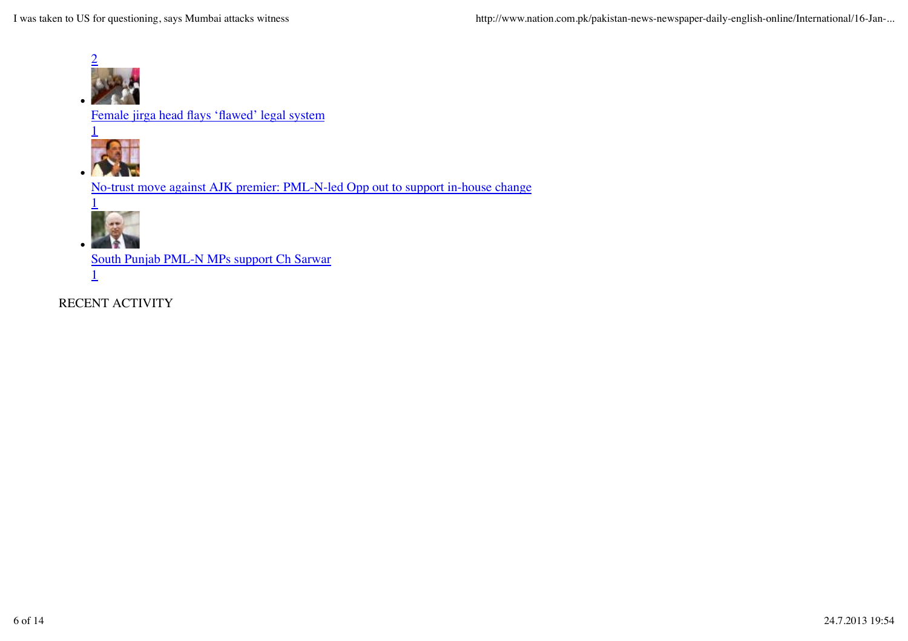2

- Female jirga head flays ‘flawed’ legal system
  1
- No-trust move against AJK premier: PML-N-led Opp out to support in-house change
  1
- South Punjab PML-N MPs support Ch Sarwar
  1

RECENT ACTIVITY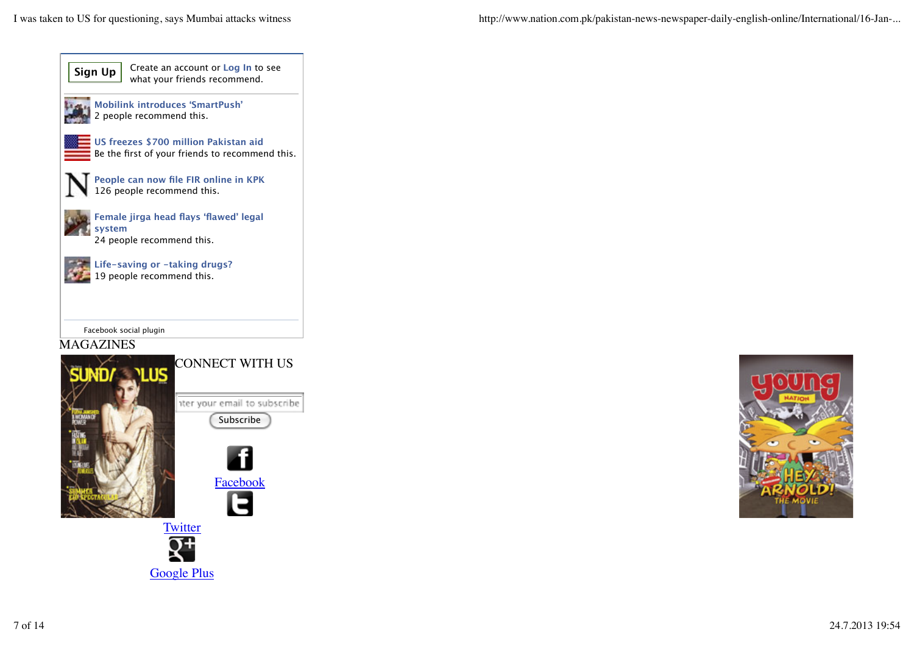Sign Up

Create an account or Log In to see what your friends recommend.

Mobilink introduces 'SmartPush'
2 people recommend this.

US freezes $700 million Pakistan aid
Be the first of your friends to recommend this.

People can now file FIR online in KPK
126 people recommend this.

Female jirga head flays 'flawed' legal system
24 people recommend this.

Life-saving or -taking drugs?
19 people recommend this.

Facebook social plugin

MAGAZINES

CONNECT WITH US

nter your email to subscribe

Subscribe

Facebook

Twitter

Google Plus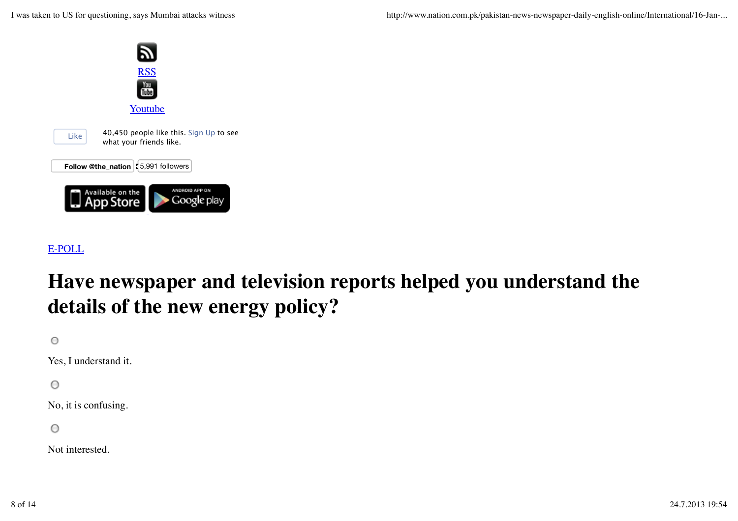[RSS](#)

[Youtube](#)

Like 40,450 people like this. Sign Up to see what your friends like.

Follow @the_nation 5,991 followers

Available on the App Store

ANDROID APP ON Google play

[E-POLL](#)

# Have newspaper and television reports helped you understand the details of the new energy policy?

Yes, I understand it.

No, it is confusing.

Not interested.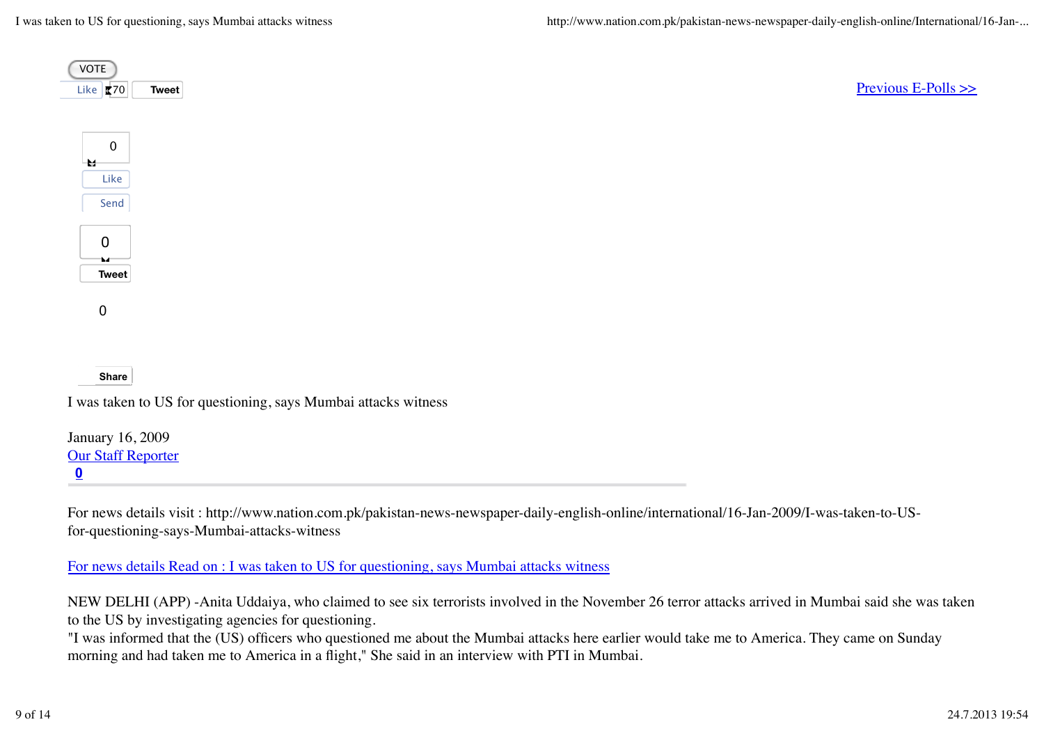VOTE

Like 70 Tweet

[Previous E-Polls >>]

0

Like

Send

0

Tweet

0

Share

I was taken to US for questioning, says Mumbai attacks witness

January 16, 2009

Our Staff Reporter

**0**

For news details visit : http://www.nation.com.pk/pakistan-news-newspaper-daily-english-online/international/16-Jan-2009/I-was-taken-to-US-for-questioning-says-Mumbai-attacks-witness

For news details Read on : I was taken to US for questioning, says Mumbai attacks witness

NEW DELHI (APP) -Anita Uddaiya, who claimed to see six terrorists involved in the November 26 terror attacks arrived in Mumbai said she was taken to the US by investigating agencies for questioning.
"I was informed that the (US) officers who questioned me about the Mumbai attacks here earlier would take me to America. They came on Sunday morning and had taken me to America in a flight," She said in an interview with PTI in Mumbai.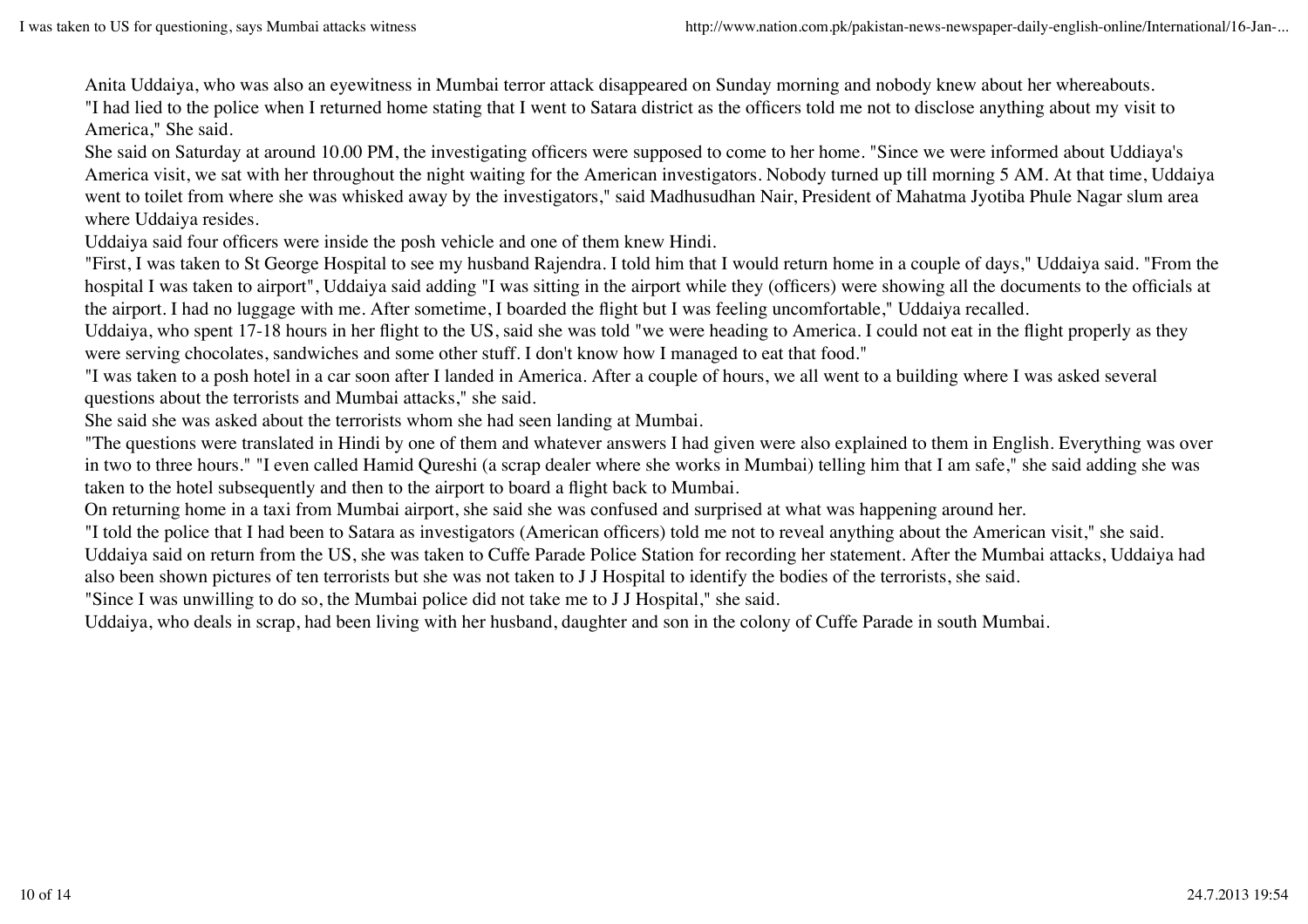Anita Uddaiya, who was also an eyewitness in Mumbai terror attack disappeared on Sunday morning and nobody knew about her whereabouts.

"I had lied to the police when I returned home stating that I went to Satara district as the officers told me not to disclose anything about my visit to America," She said.

She said on Saturday at around 10.00 PM, the investigating officers were supposed to come to her home. "Since we were informed about Uddiaya's America visit, we sat with her throughout the night waiting for the American investigators. Nobody turned up till morning 5 AM. At that time, Uddaiya went to toilet from where she was whisked away by the investigators," said Madhusudhan Nair, President of Mahatma Jyotiba Phule Nagar slum area where Uddaiya resides.

Uddaiya said four officers were inside the posh vehicle and one of them knew Hindi.

"First, I was taken to St George Hospital to see my husband Rajendra. I told him that I would return home in a couple of days," Uddaiya said. "From the hospital I was taken to airport", Uddaiya said adding "I was sitting in the airport while they (officers) were showing all the documents to the officials at the airport. I had no luggage with me. After sometime, I boarded the flight but I was feeling uncomfortable," Uddaiya recalled.

Uddaiya, who spent 17-18 hours in her flight to the US, said she was told "we were heading to America. I could not eat in the flight properly as they were serving chocolates, sandwiches and some other stuff. I don't know how I managed to eat that food."

"I was taken to a posh hotel in a car soon after I landed in America. After a couple of hours, we all went to a building where I was asked several questions about the terrorists and Mumbai attacks," she said.

She said she was asked about the terrorists whom she had seen landing at Mumbai.

"The questions were translated in Hindi by one of them and whatever answers I had given were also explained to them in English. Everything was over in two to three hours." "I even called Hamid Qureshi (a scrap dealer where she works in Mumbai) telling him that I am safe," she said adding she was taken to the hotel subsequently and then to the airport to board a flight back to Mumbai.

On returning home in a taxi from Mumbai airport, she said she was confused and surprised at what was happening around her.

"I told the police that I had been to Satara as investigators (American officers) told me not to reveal anything about the American visit," she said.

Uddaiya said on return from the US, she was taken to Cuffe Parade Police Station for recording her statement. After the Mumbai attacks, Uddaiya had also been shown pictures of ten terrorists but she was not taken to J J Hospital to identify the bodies of the terrorists, she said.

"Since I was unwilling to do so, the Mumbai police did not take me to J J Hospital," she said.

Uddaiya, who deals in scrap, had been living with her husband, daughter and son in the colony of Cuffe Parade in south Mumbai.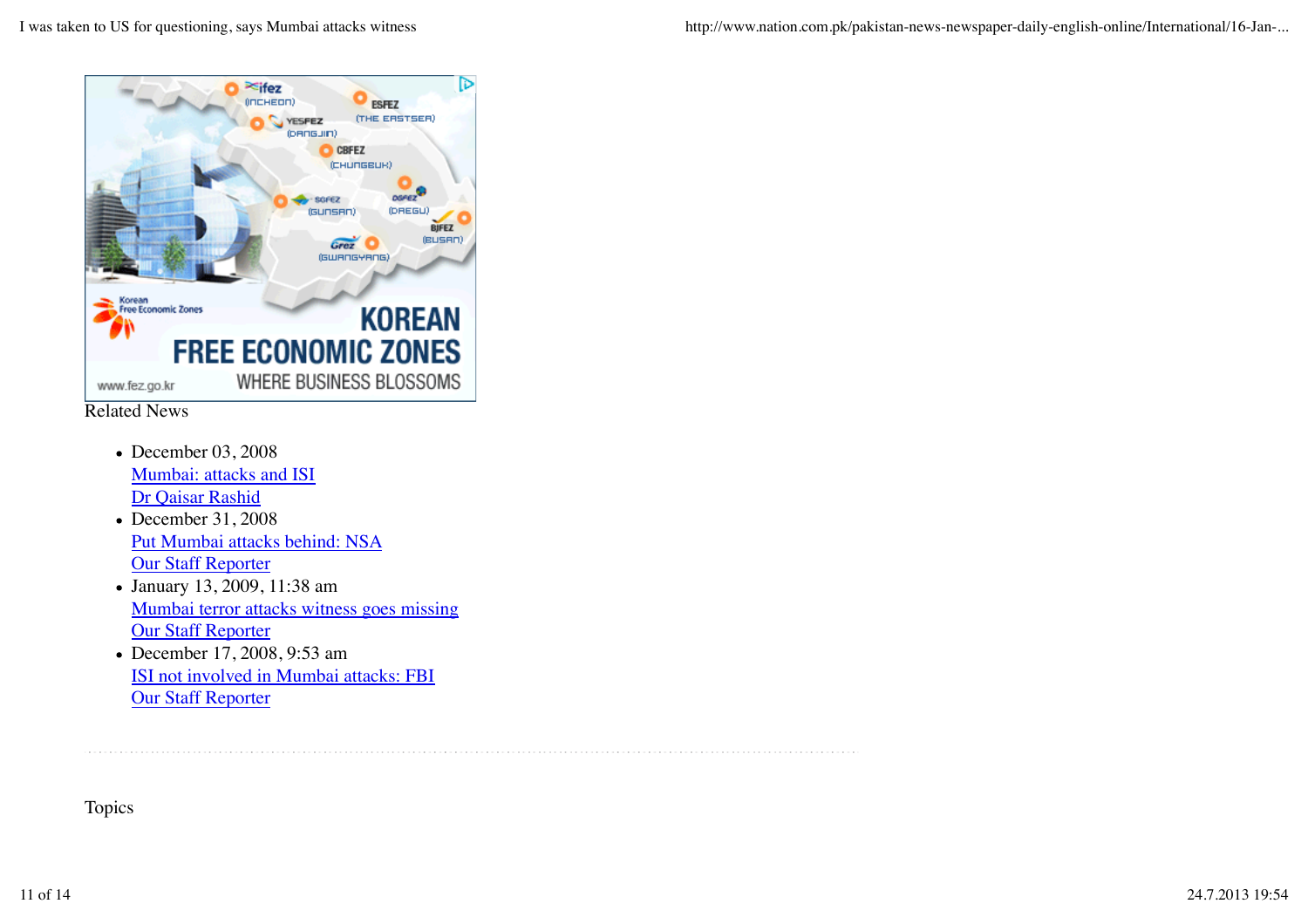Related News

- December 03, 2008
  Mumbai: attacks and ISI
  Dr Qaisar Rashid
- December 31, 2008
  Put Mumbai attacks behind: NSA
  Our Staff Reporter
- January 13, 2009, 11:38 am
  Mumbai terror attacks witness goes missing
  Our Staff Reporter
- December 17, 2008, 9:53 am
  ISI not involved in Mumbai attacks: FBI
  Our Staff Reporter

Topics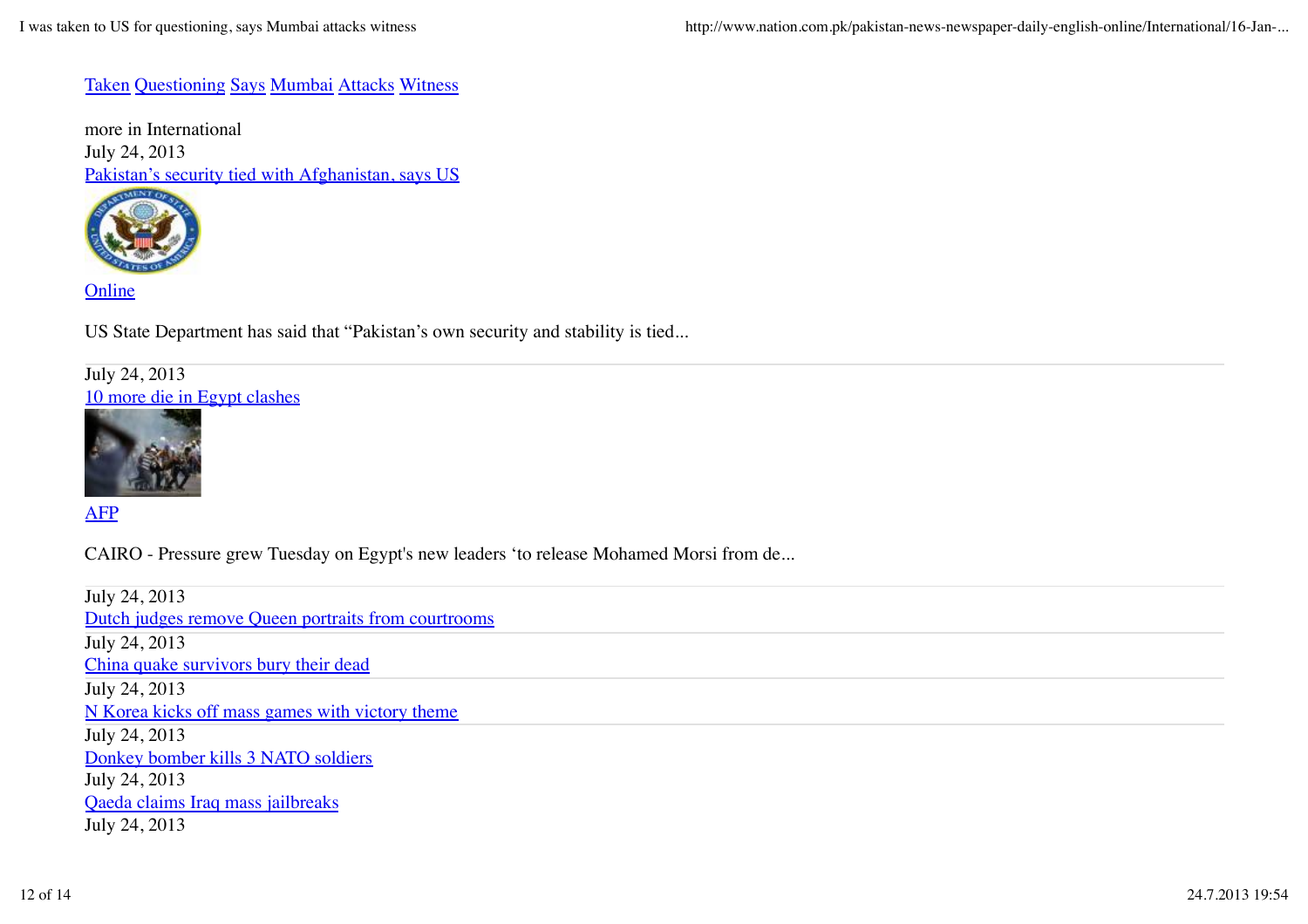[Taken](#) [Questioning](#) [Says](#) [Mumbai](#) [Attacks](#) [Witness](#)

more in International

July 24, 2013

[Pakistan's security tied with Afghanistan, says US](#)

[Online](#)

US State Department has said that "Pakistan's own security and stability is tied...

---

July 24, 2013

[10 more die in Egypt clashes](#)

[AFP](#)

CAIRO - Pressure grew Tuesday on Egypt's new leaders 'to release Mohamed Morsi from de...

---

July 24, 2013

[Dutch judges remove Queen portraits from courtrooms](#)

---

July 24, 2013

[China quake survivors bury their dead](#)

---

July 24, 2013

[N Korea kicks off mass games with victory theme](#)

---

July 24, 2013

[Donkey bomber kills 3 NATO soldiers](#)

July 24, 2013

[Qaeda claims Iraq mass jailbreaks](#)

July 24, 2013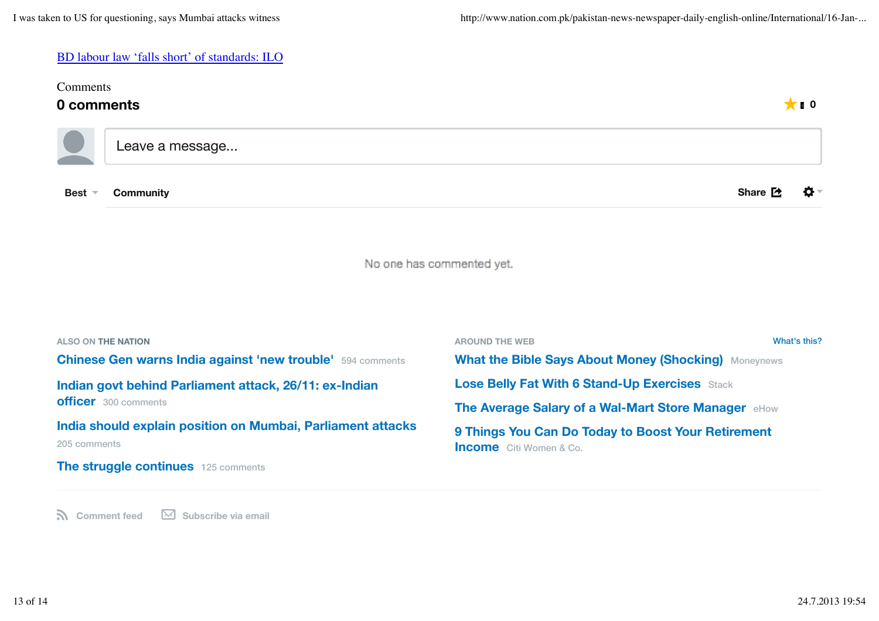[BD labour law ‘falls short’ of standards: ILO]

Comments

**0 comments**

★ 0

Leave a message...

Best Community Share

No one has commented yet.

ALSO ON THE NATION

**Chinese Gen warns India against 'new trouble'** 594 comments

**Indian govt behind Parliament attack, 26/11: ex-Indian officer** 300 comments

**India should explain position on Mumbai, Parliament attacks** 205 comments

**The struggle continues** 125 comments

AROUND THE WEB What's this?

**What the Bible Says About Money (Shocking)** Moneynews

**Lose Belly Fat With 6 Stand-Up Exercises** Stack

**The Average Salary of a Wal-Mart Store Manager** eHow

**9 Things You Can Do Today to Boost Your Retirement Income** Citi Women & Co.

Comment feed Subscribe via email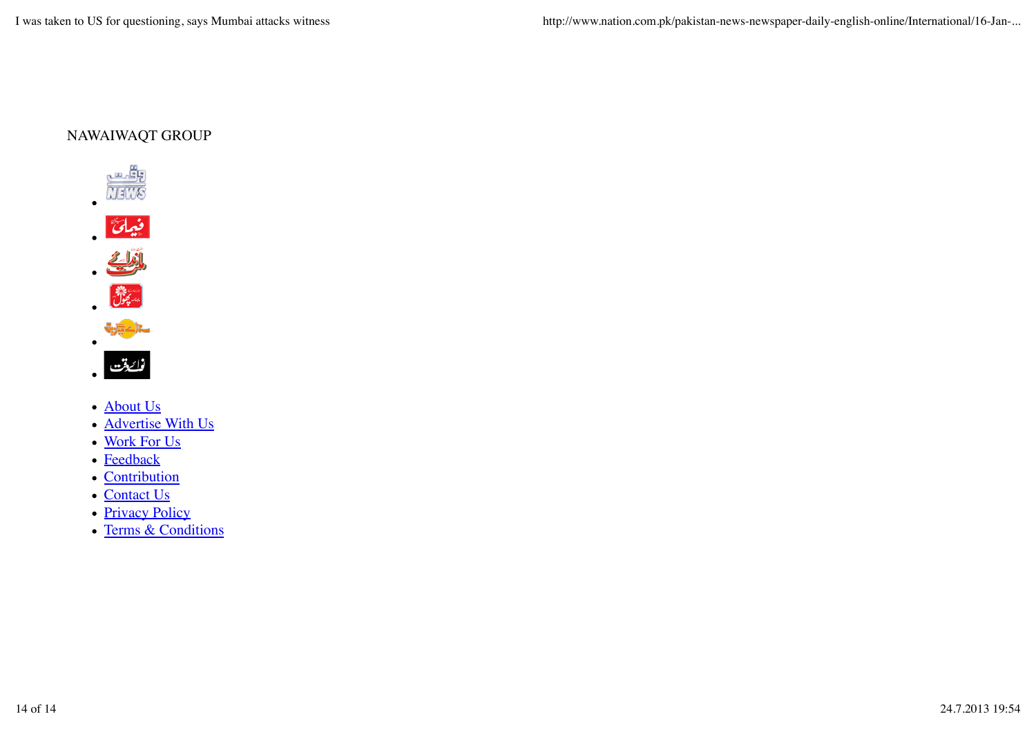NAWAIWAQT GROUP

- About Us
- Advertise With Us
- Work For Us
- Feedback
- Contribution
- Contact Us
- Privacy Policy
- Terms & Conditions